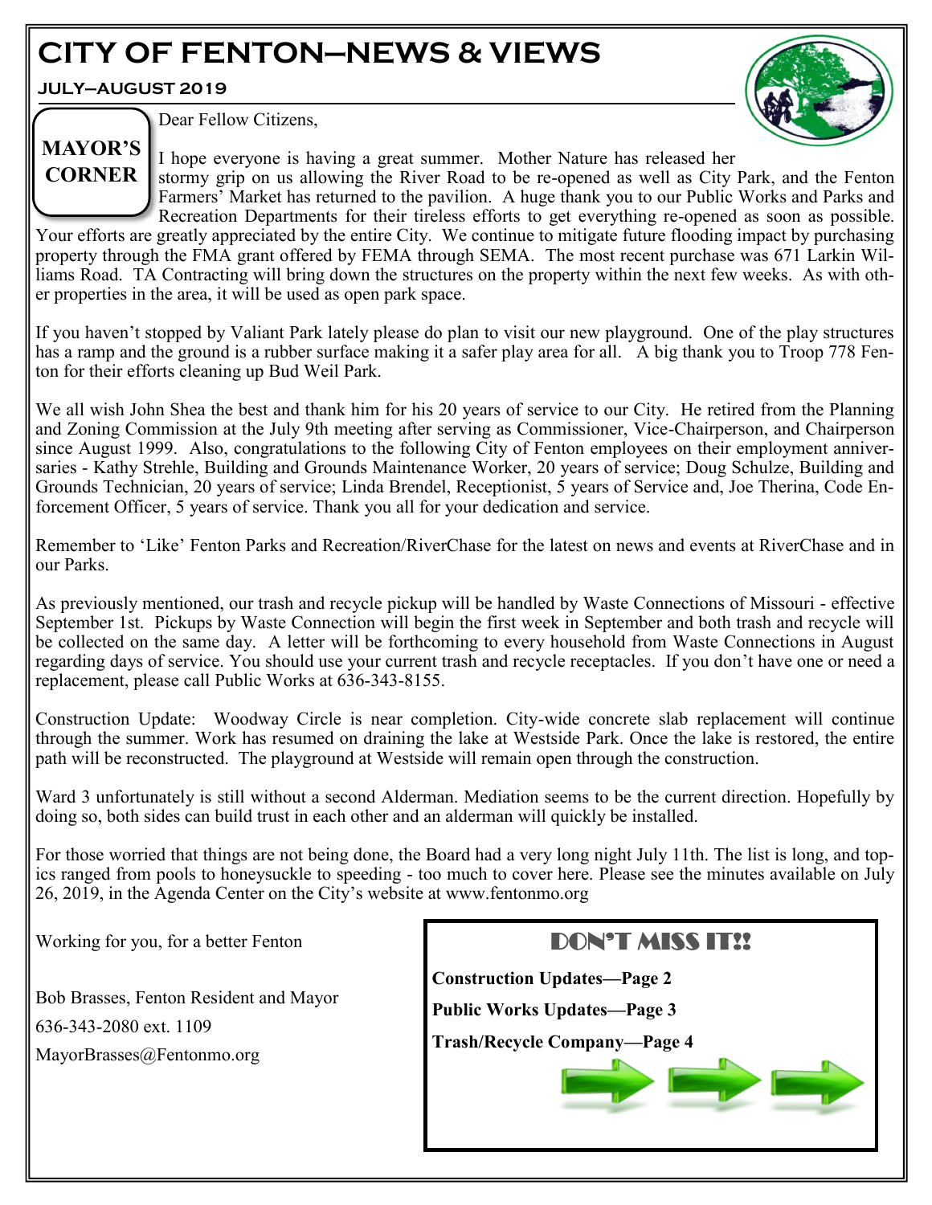# CITY OF FENTON—NEWS & VIEWS

**JULY—AUGUST 2019**

## MAYOR'S CORNER

Dear Fellow Citizens,

I hope everyone is having a great summer. Mother Nature has released her stormy grip on us allowing the River Road to be re-opened as well as City Park, and the Fenton Farmers' Market has returned to the pavilion. A huge thank you to our Public Works and Parks and Recreation Departments for their tireless efforts to get everything re-opened as soon as possible. Your efforts are greatly appreciated by the entire City. We continue to mitigate future flooding impact by purchasing property through the FMA grant offered by FEMA through SEMA. The most recent purchase was 671 Larkin Williams Road. TA Contracting will bring down the structures on the property within the next few weeks. As with other properties in the area, it will be used as open park space.

If you haven't stopped by Valiant Park lately please do plan to visit our new playground. One of the play structures has a ramp and the ground is a rubber surface making it a safer play area for all. A big thank you to Troop 778 Fenton for their efforts cleaning up Bud Weil Park.

We all wish John Shea the best and thank him for his 20 years of service to our City. He retired from the Planning and Zoning Commission at the July 9th meeting after serving as Commissioner, Vice-Chairperson, and Chairperson since August 1999. Also, congratulations to the following City of Fenton employees on their employment anniversaries - Kathy Strehle, Building and Grounds Maintenance Worker, 20 years of service; Doug Schulze, Building and Grounds Technician, 20 years of service; Linda Brendel, Receptionist, 5 years of Service and, Joe Therina, Code Enforcement Officer, 5 years of service. Thank you all for your dedication and service.

Remember to 'Like' Fenton Parks and Recreation/RiverChase for the latest on news and events at RiverChase and in our Parks.

As previously mentioned, our trash and recycle pickup will be handled by Waste Connections of Missouri - effective September 1st. Pickups by Waste Connection will begin the first week in September and both trash and recycle will be collected on the same day. A letter will be forthcoming to every household from Waste Connections in August regarding days of service. You should use your current trash and recycle receptacles. If you don't have one or need a replacement, please call Public Works at 636-343-8155.

Construction Update: Woodway Circle is near completion. City-wide concrete slab replacement will continue through the summer. Work has resumed on draining the lake at Westside Park. Once the lake is restored, the entire path will be reconstructed. The playground at Westside will remain open through the construction.

Ward 3 unfortunately is still without a second Alderman. Mediation seems to be the current direction. Hopefully by doing so, both sides can build trust in each other and an alderman will quickly be installed.

For those worried that things are not being done, the Board had a very long night July 11th. The list is long, and topics ranged from pools to honeysuckle to speeding - too much to cover here. Please see the minutes available on July 26, 2019, in the Agenda Center on the City's website at www.fentonmo.org

Working for you, for a better Fenton

Bob Brasses, Fenton Resident and Mayor

636-343-2080 ext. 1109

MayorBrasses@Fentonmo.org

## DON'T MISS IT!!

**Construction Updates—Page 2**

**Public Works Updates—Page 3**

**Trash/Recycle Company—Page 4**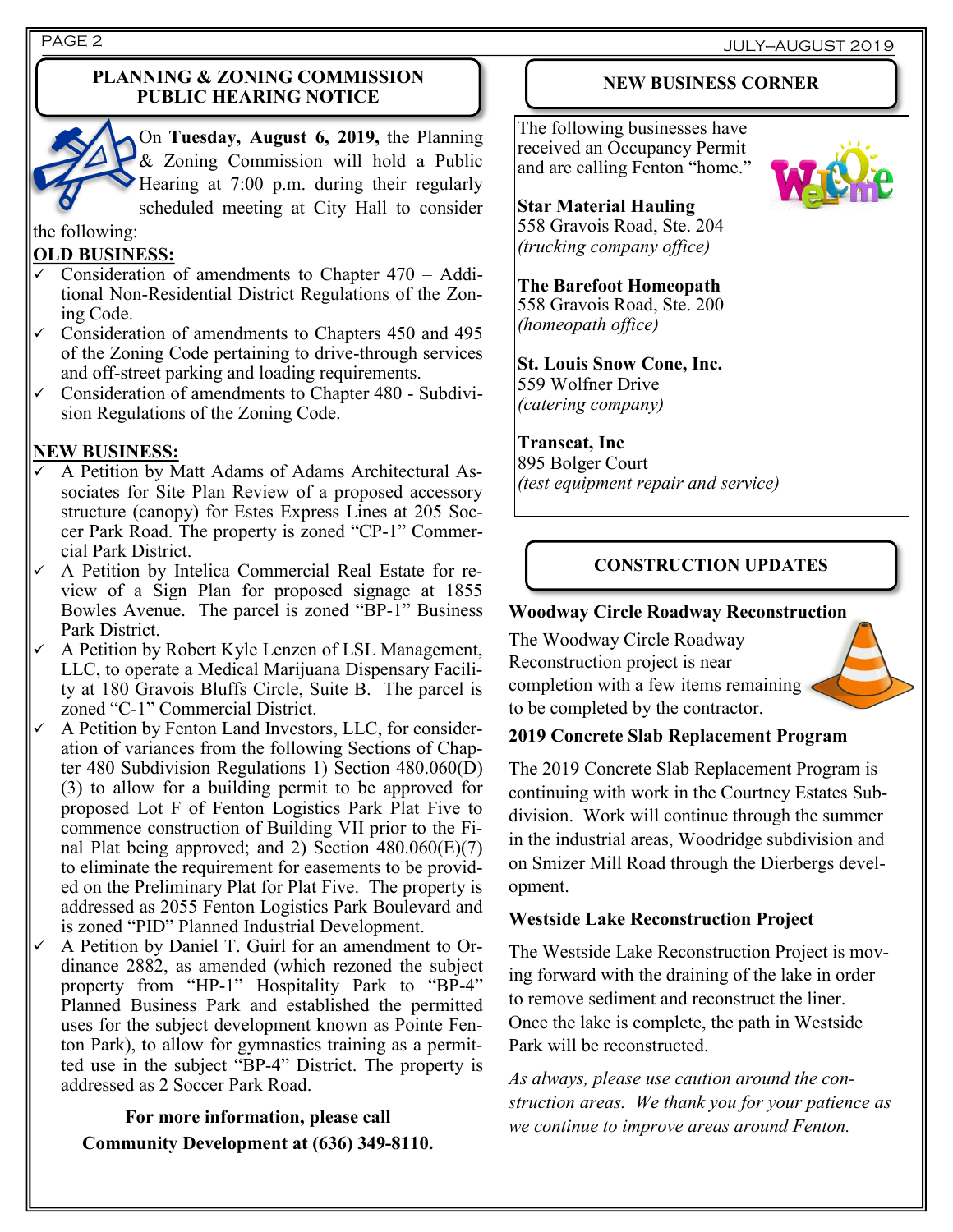## PLANNING & ZONING COMMISSION PUBLIC HEARING NOTICE

On **Tuesday, August 6, 2019,** the Planning & Zoning Commission will hold a Public Hearing at 7:00 p.m. during their regularly scheduled meeting at City Hall to consider the following:

**OLD BUSINESS:**

- ✓ Consideration of amendments to Chapter 470 – Additional Non-Residential District Regulations of the Zoning Code.
- ✓ Consideration of amendments to Chapters 450 and 495 of the Zoning Code pertaining to drive-through services and off-street parking and loading requirements.
- ✓ Consideration of amendments to Chapter 480 - Subdivision Regulations of the Zoning Code.

**NEW BUSINESS:**

- ✓ A Petition by Matt Adams of Adams Architectural Associates for Site Plan Review of a proposed accessory structure (canopy) for Estes Express Lines at 205 Soccer Park Road. The property is zoned "CP-1" Commercial Park District.
- ✓ A Petition by Intelica Commercial Real Estate for review of a Sign Plan for proposed signage at 1855 Bowles Avenue. The parcel is zoned "BP-1" Business Park District.
- ✓ A Petition by Robert Kyle Lenzen of LSL Management, LLC, to operate a Medical Marijuana Dispensary Facility at 180 Gravois Bluffs Circle, Suite B. The parcel is zoned "C-1" Commercial District.
- ✓ A Petition by Fenton Land Investors, LLC, for consideration of variances from the following Sections of Chapter 480 Subdivision Regulations 1) Section 480.060(D)(3) to allow for a building permit to be approved for proposed Lot F of Fenton Logistics Park Plat Five to commence construction of Building VII prior to the Final Plat being approved; and 2) Section 480.060(E)(7) to eliminate the requirement for easements to be provided on the Preliminary Plat for Plat Five. The property is addressed as 2055 Fenton Logistics Park Boulevard and is zoned "PID" Planned Industrial Development.
- ✓ A Petition by Daniel T. Guirl for an amendment to Ordinance 2882, as amended (which rezoned the subject property from "HP-1" Hospitality Park to "BP-4" Planned Business Park and established the permitted uses for the subject development known as Pointe Fenton Park), to allow for gymnastics training as a permitted use in the subject "BP-4" District. The property is addressed as 2 Soccer Park Road.

**For more information, please call Community Development at (636) 349-8110.**

## NEW BUSINESS CORNER

The following businesses have received an Occupancy Permit and are calling Fenton "home."

**Star Material Hauling**
558 Gravois Road, Ste. 204
*(trucking company office)*

**The Barefoot Homeopath**
558 Gravois Road, Ste. 200
*(homeopath office)*

**St. Louis Snow Cone, Inc.**
559 Wolfner Drive
*(catering company)*

**Transcat, Inc**
895 Bolger Court
*(test equipment repair and service)*

## CONSTRUCTION UPDATES

**Woodway Circle Roadway Reconstruction**

The Woodway Circle Roadway Reconstruction project is near completion with a few items remaining to be completed by the contractor.

**2019 Concrete Slab Replacement Program**

The 2019 Concrete Slab Replacement Program is continuing with work in the Courtney Estates Subdivision. Work will continue through the summer in the industrial areas, Woodridge subdivision and on Smizer Mill Road through the Dierbergs development.

**Westside Lake Reconstruction Project**

The Westside Lake Reconstruction Project is moving forward with the draining of the lake in order to remove sediment and reconstruct the liner. Once the lake is complete, the path in Westside Park will be reconstructed.

*As always, please use caution around the construction areas. We thank you for your patience as we continue to improve areas around Fenton.*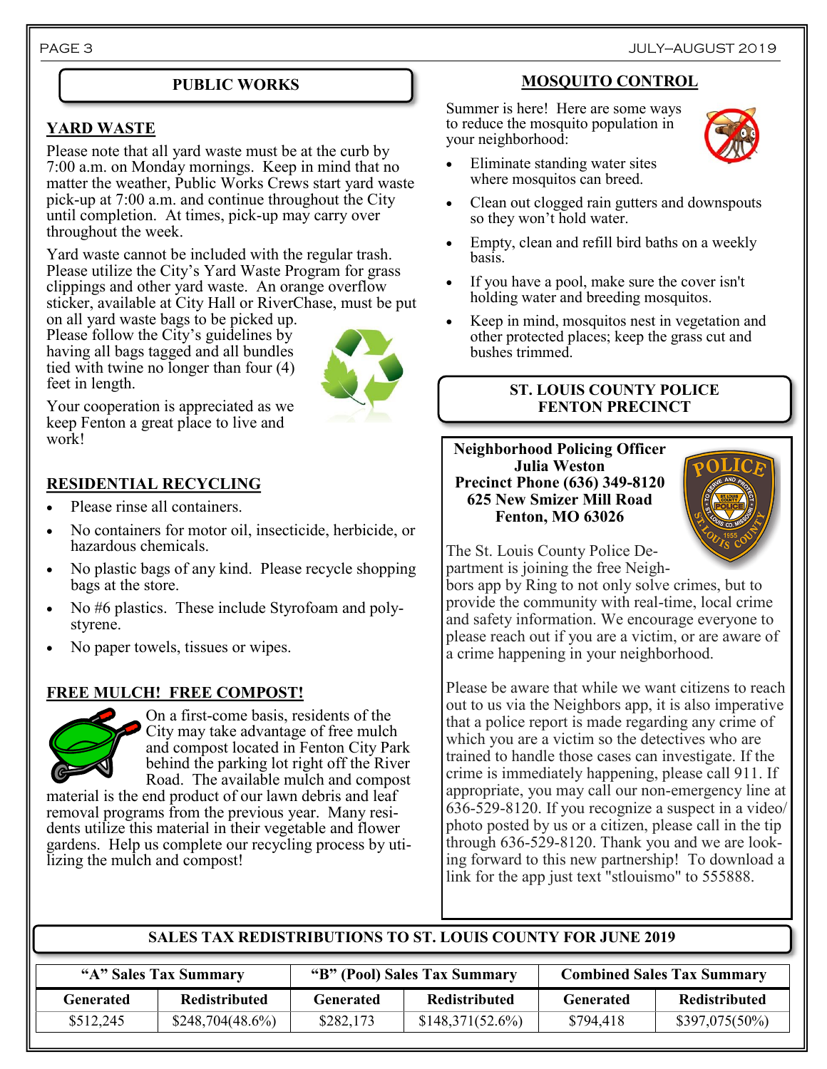## PUBLIC WORKS

### YARD WASTE

Please note that all yard waste must be at the curb by 7:00 a.m. on Monday mornings. Keep in mind that no matter the weather, Public Works Crews start yard waste pick-up at 7:00 a.m. and continue throughout the City until completion. At times, pick-up may carry over throughout the week.

Yard waste cannot be included with the regular trash. Please utilize the City's Yard Waste Program for grass clippings and other yard waste. An orange overflow sticker, available at City Hall or RiverChase, must be put on all yard waste bags to be picked up. Please follow the City's guidelines by having all bags tagged and all bundles tied with twine no longer than four (4) feet in length.

Your cooperation is appreciated as we keep Fenton a great place to live and work!

### RESIDENTIAL RECYCLING

- Please rinse all containers.
- No containers for motor oil, insecticide, herbicide, or hazardous chemicals.
- No plastic bags of any kind. Please recycle shopping bags at the store.
- No #6 plastics. These include Styrofoam and polystyrene.
- No paper towels, tissues or wipes.

### FREE MULCH! FREE COMPOST!

On a first-come basis, residents of the City may take advantage of free mulch and compost located in Fenton City Park behind the parking lot right off the River Road. The available mulch and compost material is the end product of our lawn debris and leaf removal programs from the previous year. Many residents utilize this material in their vegetable and flower gardens. Help us complete our recycling process by utilizing the mulch and compost!

## MOSQUITO CONTROL

Summer is here! Here are some ways to reduce the mosquito population in your neighborhood:

- Eliminate standing water sites where mosquitos can breed.
- Clean out clogged rain gutters and downspouts so they won't hold water.
- Empty, clean and refill bird baths on a weekly basis.
- If you have a pool, make sure the cover isn't holding water and breeding mosquitos.
- Keep in mind, mosquitos nest in vegetation and other protected places; keep the grass cut and bushes trimmed.

## ST. LOUIS COUNTY POLICE FENTON PRECINCT

**Neighborhood Policing Officer**
**Julia Weston**
**Precinct Phone (636) 349-8120**
**625 New Smizer Mill Road**
**Fenton, MO 63026**

The St. Louis County Police Department is joining the free Neighbors app by Ring to not only solve crimes, but to provide the community with real-time, local crime and safety information. We encourage everyone to please reach out if you are a victim, or are aware of a crime happening in your neighborhood.

Please be aware that while we want citizens to reach out to us via the Neighbors app, it is also imperative that a police report is made regarding any crime of which you are a victim so the detectives who are trained to handle those cases can investigate. If the crime is immediately happening, please call 911. If appropriate, you may call our non-emergency line at 636-529-8120. If you recognize a suspect in a video/photo posted by us or a citizen, please call in the tip through 636-529-8120. Thank you and we are looking forward to this new partnership! To download a link for the app just text "stlouismo" to 555888.

## SALES TAX REDISTRIBUTIONS TO ST. LOUIS COUNTY FOR JUNE 2019

| "A" Sales Tax Summary | | "B" (Pool) Sales Tax Summary | | Combined Sales Tax Summary | |
|---|---|---|---|---|---|
| **Generated** | **Redistributed** | **Generated** | **Redistributed** | **Generated** | **Redistributed** |
| $512,245 | $248,704(48.6%) | $282,173 | $148,371(52.6%) | $794,418 | $397,075(50%) |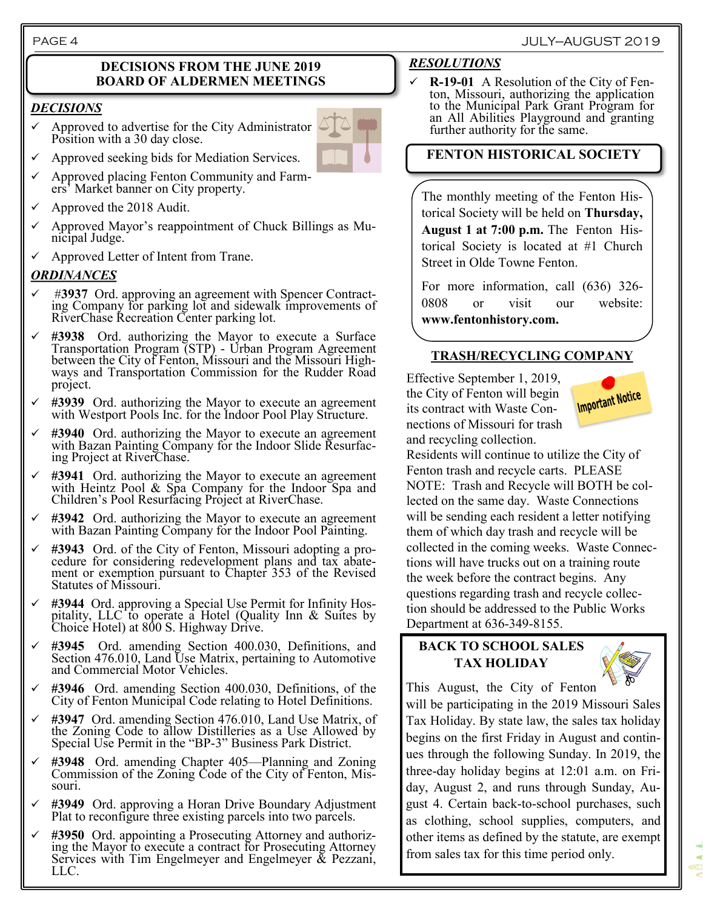## DECISIONS FROM THE JUNE 2019 BOARD OF ALDERMEN MEETINGS

### *DECISIONS*

- ✓ Approved to advertise for the City Administrator Position with a 30 day close.
- ✓ Approved seeking bids for Mediation Services.
- ✓ Approved placing Fenton Community and Farmers' Market banner on City property.
- ✓ Approved the 2018 Audit.
- ✓ Approved Mayor's reappointment of Chuck Billings as Municipal Judge.
- ✓ Approved Letter of Intent from Trane.

### *ORDINANCES*

- ✓ #**3937** Ord. approving an agreement with Spencer Contracting Company for parking lot and sidewalk improvements of RiverChase Recreation Center parking lot.
- ✓ **#3938** Ord. authorizing the Mayor to execute a Surface Transportation Program (STP) - Urban Program Agreement between the City of Fenton, Missouri and the Missouri Highways and Transportation Commission for the Rudder Road project.
- ✓ **#3939** Ord. authorizing the Mayor to execute an agreement with Westport Pools Inc. for the Indoor Pool Play Structure.
- ✓ **#3940** Ord. authorizing the Mayor to execute an agreement with Bazan Painting Company for the Indoor Slide Resurfacing Project at RiverChase.
- ✓ **#3941** Ord. authorizing the Mayor to execute an agreement with Heintz Pool & Spa Company for the Indoor Spa and Children's Pool Resurfacing Project at RiverChase.
- ✓ **#3942** Ord. authorizing the Mayor to execute an agreement with Bazan Painting Company for the Indoor Pool Painting.
- ✓ **#3943** Ord. of the City of Fenton, Missouri adopting a procedure for considering redevelopment plans and tax abatement or exemption pursuant to Chapter 353 of the Revised Statutes of Missouri.
- ✓ **#3944** Ord. approving a Special Use Permit for Infinity Hospitality, LLC to operate a Hotel (Quality Inn & Suites by Choice Hotel) at 800 S. Highway Drive.
- ✓ **#3945** Ord. amending Section 400.030, Definitions, and Section 476.010, Land Use Matrix, pertaining to Automotive and Commercial Motor Vehicles.
- ✓ **#3946** Ord. amending Section 400.030, Definitions, of the City of Fenton Municipal Code relating to Hotel Definitions.
- ✓ **#3947** Ord. amending Section 476.010, Land Use Matrix, of the Zoning Code to allow Distilleries as a Use Allowed by Special Use Permit in the "BP-3" Business Park District.
- ✓ **#3948** Ord. amending Chapter 405—Planning and Zoning Commission of the Zoning Code of the City of Fenton, Missouri.
- ✓ **#3949** Ord. approving a Horan Drive Boundary Adjustment Plat to reconfigure three existing parcels into two parcels.
- ✓ **#3950** Ord. appointing a Prosecuting Attorney and authorizing the Mayor to execute a contract for Prosecuting Attorney Services with Tim Engelmeyer and Engelmeyer & Pezzani, LLC.

### *RESOLUTIONS*

- ✓ **R-19-01** A Resolution of the City of Fenton, Missouri, authorizing the application to the Municipal Park Grant Program for an All Abilities Playground and granting further authority for the same.

## FENTON HISTORICAL SOCIETY

The monthly meeting of the Fenton Historical Society will be held on **Thursday, August 1 at 7:00 p.m.** The Fenton Historical Society is located at #1 Church Street in Olde Towne Fenton.

For more information, call (636) 326-0808 or visit our website: **www.fentonhistory.com.**

## TRASH/RECYCLING COMPANY

Important Notice

Effective September 1, 2019, the City of Fenton will begin its contract with Waste Connections of Missouri for trash and recycling collection. Residents will continue to utilize the City of Fenton trash and recycle carts. PLEASE NOTE: Trash and Recycle will BOTH be collected on the same day. Waste Connections will be sending each resident a letter notifying them of which day trash and recycle will be collected in the coming weeks. Waste Connections will have trucks out on a training route the week before the contract begins. Any questions regarding trash and recycle collection should be addressed to the Public Works Department at 636-349-8155.

## BACK TO SCHOOL SALES TAX HOLIDAY

This August, the City of Fenton will be participating in the 2019 Missouri Sales Tax Holiday. By state law, the sales tax holiday begins on the first Friday in August and continues through the following Sunday. In 2019, the three-day holiday begins at 12:01 a.m. on Friday, August 2, and runs through Sunday, August 4. Certain back-to-school purchases, such as clothing, school supplies, computers, and other items as defined by the statute, are exempt from sales tax for this time period only.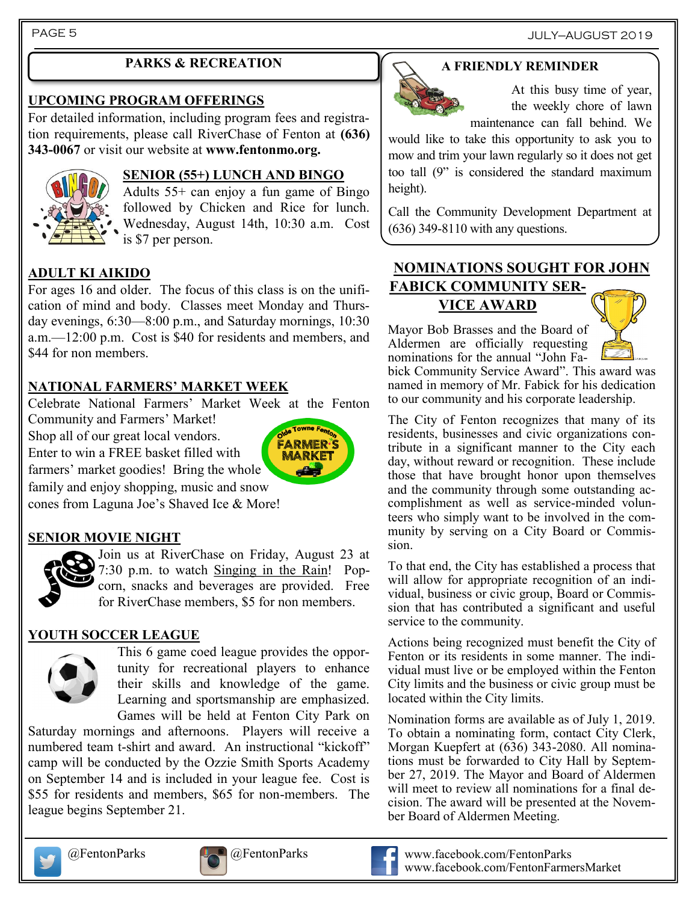## PARKS & RECREATION

### UPCOMING PROGRAM OFFERINGS

For detailed information, including program fees and registration requirements, please call RiverChase of Fenton at **(636) 343-0067** or visit our website at **www.fentonmo.org.**

### SENIOR (55+) LUNCH AND BINGO

Adults 55+ can enjoy a fun game of Bingo followed by Chicken and Rice for lunch. Wednesday, August 14th, 10:30 a.m. Cost is $7 per person.

### ADULT KI AIKIDO

For ages 16 and older. The focus of this class is on the unification of mind and body. Classes meet Monday and Thursday evenings, 6:30—8:00 p.m., and Saturday mornings, 10:30 a.m.—12:00 p.m. Cost is $40 for residents and members, and $44 for non members.

### NATIONAL FARMERS' MARKET WEEK

Celebrate National Farmers' Market Week at the Fenton Community and Farmers' Market!
Shop all of our great local vendors.
Enter to win a FREE basket filled with farmers' market goodies! Bring the whole family and enjoy shopping, music and snow cones from Laguna Joe's Shaved Ice & More!

### SENIOR MOVIE NIGHT

Join us at RiverChase on Friday, August 23 at 7:30 p.m. to watch Singing in the Rain! Popcorn, snacks and beverages are provided. Free for RiverChase members, $5 for non members.

### YOUTH SOCCER LEAGUE

This 6 game coed league provides the opportunity for recreational players to enhance their skills and knowledge of the game. Learning and sportsmanship are emphasized. Games will be held at Fenton City Park on Saturday mornings and afternoons. Players will receive a numbered team t-shirt and award. An instructional "kickoff" camp will be conducted by the Ozzie Smith Sports Academy on September 14 and is included in your league fee. Cost is $55 for residents and members, $65 for non-members. The league begins September 21.

## A FRIENDLY REMINDER

At this busy time of year, the weekly chore of lawn maintenance can fall behind. We would like to take this opportunity to ask you to mow and trim your lawn regularly so it does not get too tall (9" is considered the standard maximum height).

Call the Community Development Department at (636) 349-8110 with any questions.

## NOMINATIONS SOUGHT FOR JOHN FABICK COMMUNITY SERVICE AWARD

Mayor Bob Brasses and the Board of Aldermen are officially requesting nominations for the annual "John Fabick Community Service Award". This award was named in memory of Mr. Fabick for his dedication to our community and his corporate leadership.

The City of Fenton recognizes that many of its residents, businesses and civic organizations contribute in a significant manner to the City each day, without reward or recognition. These include those that have brought honor upon themselves and the community through some outstanding accomplishment as well as service-minded volunteers who simply want to be involved in the community by serving on a City Board or Commission.

To that end, the City has established a process that will allow for appropriate recognition of an individual, business or civic group, Board or Commission that has contributed a significant and useful service to the community.

Actions being recognized must benefit the City of Fenton or its residents in some manner. The individual must live or be employed within the Fenton City limits and the business or civic group must be located within the City limits.

Nomination forms are available as of July 1, 2019. To obtain a nominating form, contact City Clerk, Morgan Kuepfert at (636) 343-2080. All nominations must be forwarded to City Hall by September 27, 2019. The Mayor and Board of Aldermen will meet to review all nominations for a final decision. The award will be presented at the November Board of Aldermen Meeting.

@FentonParks @FentonParks www.facebook.com/FentonParks www.facebook.com/FentonFarmersMarket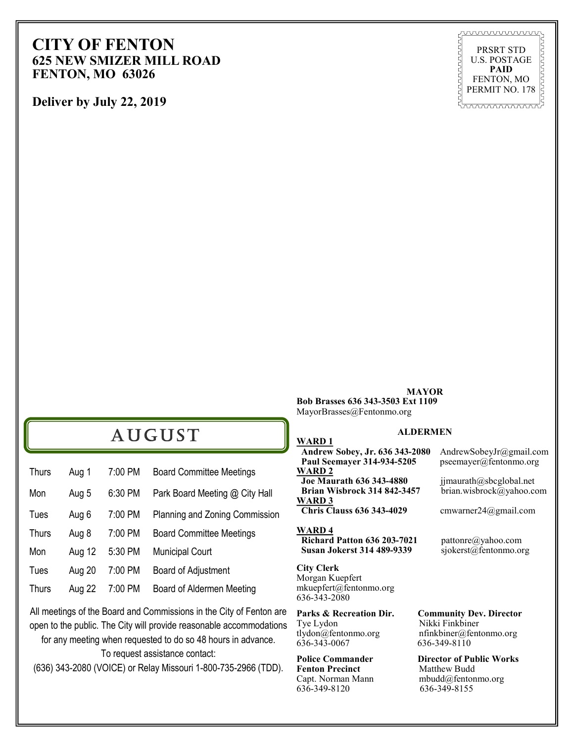# CITY OF FENTON
## 625 NEW SMIZER MILL ROAD
## FENTON, MO 63026

**Deliver by July 22, 2019**

PRSRT STD
U.S. POSTAGE
**PAID**
FENTON, MO
PERMIT NO. 178

## AUGUST

| | | | |
|---|---|---|---|
| Thurs | Aug 1 | 7:00 PM | Board Committee Meetings |
| Mon | Aug 5 | 6:30 PM | Park Board Meeting @ City Hall |
| Tues | Aug 6 | 7:00 PM | Planning and Zoning Commission |
| Thurs | Aug 8 | 7:00 PM | Board Committee Meetings |
| Mon | Aug 12 | 5:30 PM | Municipal Court |
| Tues | Aug 20 | 7:00 PM | Board of Adjustment |
| Thurs | Aug 22 | 7:00 PM | Board of Aldermen Meeting |

All meetings of the Board and Commissions in the City of Fenton are open to the public. The City will provide reasonable accommodations for any meeting when requested to do so 48 hours in advance. To request assistance contact:
(636) 343-2080 (VOICE) or Relay Missouri 1-800-735-2966 (TDD).

**MAYOR**
**Bob Brasses 636 343-3503 Ext 1109**
MayorBrasses@Fentonmo.org

**ALDERMEN**

**WARD 1**
**Andrew Sobey, Jr. 636 343-2080** AndrewSobeyJr@gmail.com
**Paul Seemayer 314-934-5205** pseemayer@fentonmo.org

**WARD 2**
**Joe Maurath 636 343-4880** jjmaurath@sbcglobal.net
**Brian Wisbrock 314 842-3457** brian.wisbrock@yahoo.com

**WARD 3**
**Chris Clauss 636 343-4029** cmwarner24@gmail.com

**WARD 4**
**Richard Patton 636 203-7021** pattonre@yahoo.com
**Susan Jokerst 314 489-9339** sjokerst@fentonmo.org

**City Clerk**
Morgan Kuepfert
mkuepfert@fentonmo.org
636-343-2080

**Parks & Recreation Dir.**
Tye Lydon
tlydon@fentonmo.org
636-343-0067

**Community Dev. Director**
Nikki Finkbiner
nfinkbiner@fentonmo.org
636-349-8110

**Police Commander**
**Fenton Precinct**
Capt. Norman Mann
636-349-8120

**Director of Public Works**
Matthew Budd
mbudd@fentonmo.org
636-349-8155